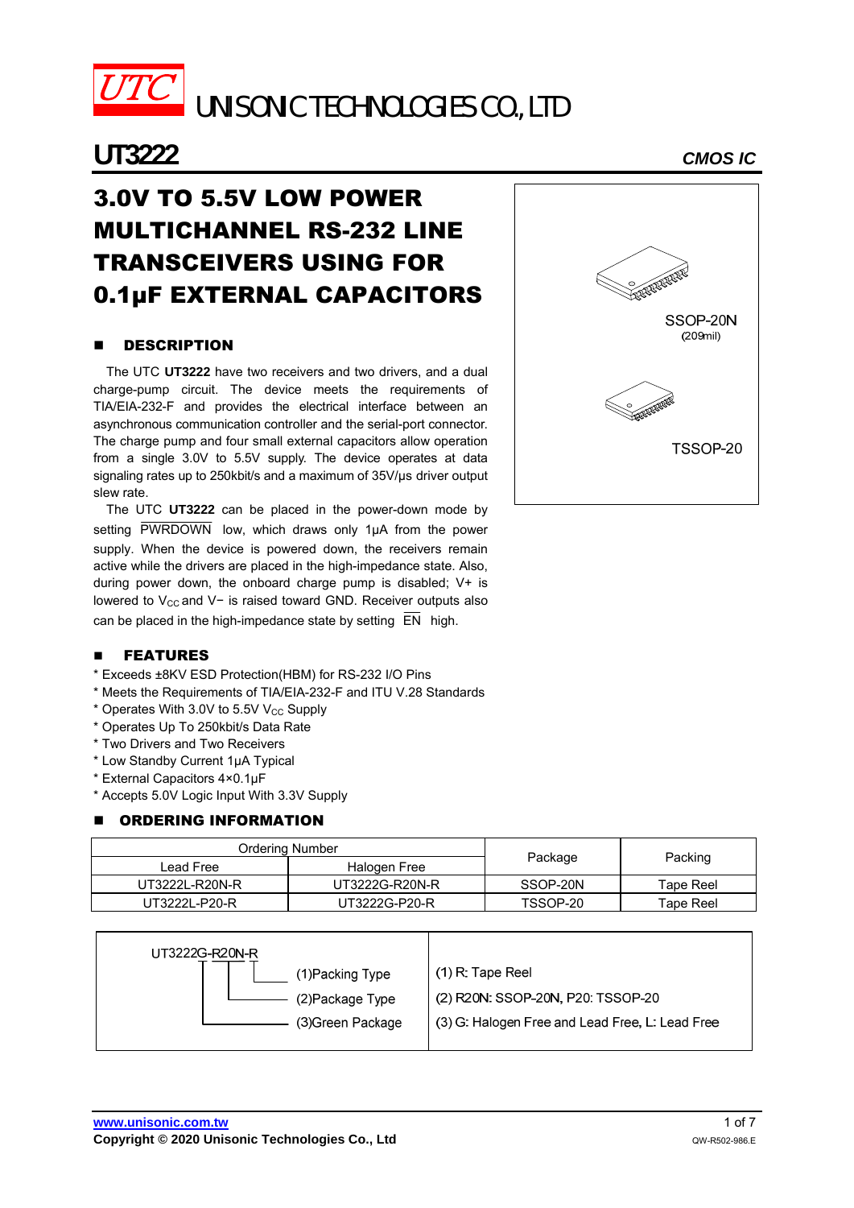# UTC UNISONIC TECHNOLOGIES CO., LTD

## UT3222 — CMOS IC

# 3.0V TO 5.5V LOW POWER MULTICHANNEL RS-232 LINE TRANSCEIVERS USING FOR 0.1μF EXTERNAL CAPACITORS

SSOP-20N (209mil)

TSSOP-20

## ■ DESCRIPTION

The UTC **UT3222** have two receivers and two drivers, and a dual charge-pump circuit. The device meets the requirements of TIA/EIA-232-F and provides the electrical interface between an asynchronous communication controller and the serial-port connector. The charge pump and four small external capacitors allow operation from a single 3.0V to 5.5V supply. The device operates at data signaling rates up to 250kbit/s and a maximum of 35V/μs driver output slew rate.

The UTC **UT3222** can be placed in the power-down mode by setting $\overline{\text{PWRDOWN}}$ low, which draws only 1μA from the power supply. When the device is powered down, the receivers remain active while the drivers are placed in the high-impedance state. Also, during power down, the onboard charge pump is disabled; V+ is lowered to $V_{CC}$ and V− is raised toward GND. Receiver outputs also can be placed in the high-impedance state by setting $\overline{\text{EN}}$ high.

## ■ FEATURES

* Exceeds ±8KV ESD Protection(HBM) for RS-232 I/O Pins
* Meets the Requirements of TIA/EIA-232-F and ITU V.28 Standards
* Operates With 3.0V to 5.5V $V_{CC}$ Supply
* Operates Up To 250kbit/s Data Rate
* Two Drivers and Two Receivers
* Low Standby Current 1μA Typical
* External Capacitors 4×0.1μF
* Accepts 5.0V Logic Input With 3.3V Supply

## ■ ORDERING INFORMATION

| Ordering Number | | Package | Packing |
|---|---|---|---|
| Lead Free | Halogen Free | | |
| UT3222L-R20N-R | UT3222G-R20N-R | SSOP-20N | Tape Reel |
| UT3222L-P20-R | UT3222G-P20-R | TSSOP-20 | Tape Reel |

UT3222G-R20N-R

| | |
|---|---|
| (1)Packing Type | (1) R: Tape Reel |
| (2)Package Type | (2) R20N: SSOP-20N, P20: TSSOP-20 |
| (3)Green Package | (3) G: Halogen Free and Lead Free, L: Lead Free |

www.unisonic.com.tw
Copyright © 2020 Unisonic Technologies Co., Ltd
QW-R502-986.E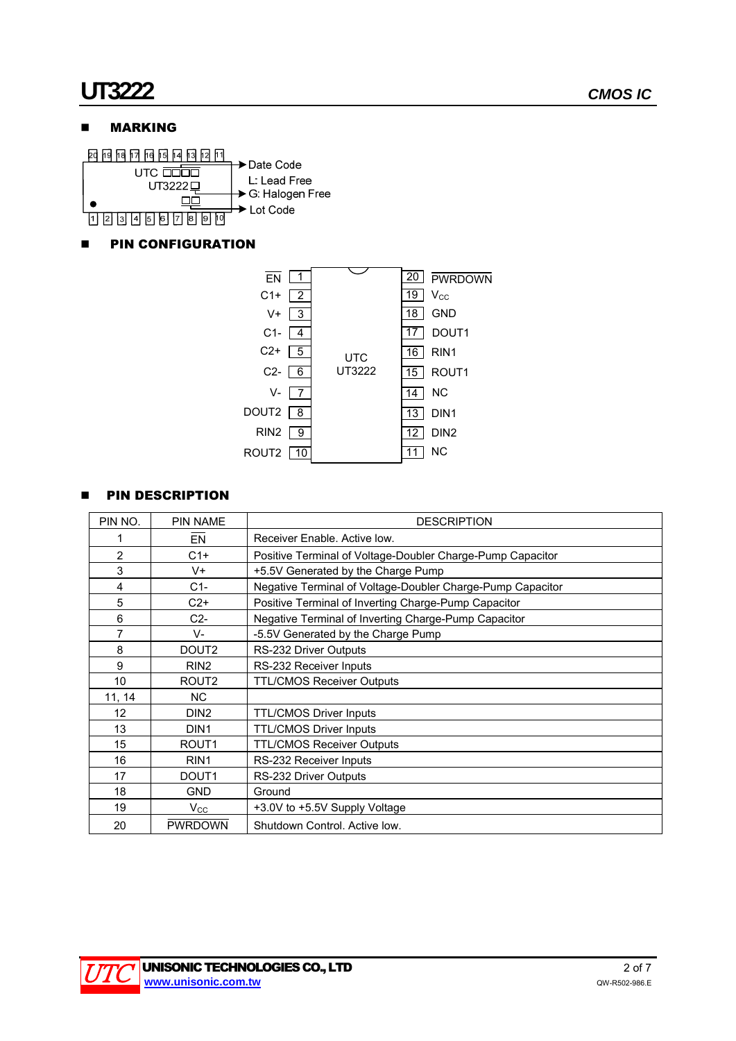## MARKING

UTC □□□□
UT3222□
□□

- Date Code
- L: Lead Free
- G: Halogen Free
- Lot Code

## PIN CONFIGURATION

| Pin Name | Pin | | Pin | Pin Name |
|---|---|---|---|---|
| $\overline{EN}$ | 1 | UTC UT3222 | 20 | $\overline{PWRDOWN}$ |
| C1+ | 2 | | 19 | $V_{CC}$ |
| V+ | 3 | | 18 | GND |
| C1- | 4 | | 17 | DOUT1 |
| C2+ | 5 | | 16 | RIN1 |
| C2- | 6 | | 15 | ROUT1 |
| V- | 7 | | 14 | NC |
| DOUT2 | 8 | | 13 | DIN1 |
| RIN2 | 9 | | 12 | DIN2 |
| ROUT2 | 10 | | 11 | NC |

## PIN DESCRIPTION

| PIN NO. | PIN NAME | DESCRIPTION |
|---|---|---|
| 1 | $\overline{EN}$ | Receiver Enable. Active low. |
| 2 | C1+ | Positive Terminal of Voltage-Doubler Charge-Pump Capacitor |
| 3 | V+ | +5.5V Generated by the Charge Pump |
| 4 | C1- | Negative Terminal of Voltage-Doubler Charge-Pump Capacitor |
| 5 | C2+ | Positive Terminal of Inverting Charge-Pump Capacitor |
| 6 | C2- | Negative Terminal of Inverting Charge-Pump Capacitor |
| 7 | V- | -5.5V Generated by the Charge Pump |
| 8 | DOUT2 | RS-232 Driver Outputs |
| 9 | RIN2 | RS-232 Receiver Inputs |
| 10 | ROUT2 | TTL/CMOS Receiver Outputs |
| 11, 14 | NC | |
| 12 | DIN2 | TTL/CMOS Driver Inputs |
| 13 | DIN1 | TTL/CMOS Driver Inputs |
| 15 | ROUT1 | TTL/CMOS Receiver Outputs |
| 16 | RIN1 | RS-232 Receiver Inputs |
| 17 | DOUT1 | RS-232 Driver Outputs |
| 18 | GND | Ground |
| 19 | $V_{CC}$ | +3.0V to +5.5V Supply Voltage |
| 20 | $\overline{PWRDOWN}$ | Shutdown Control. Active low. |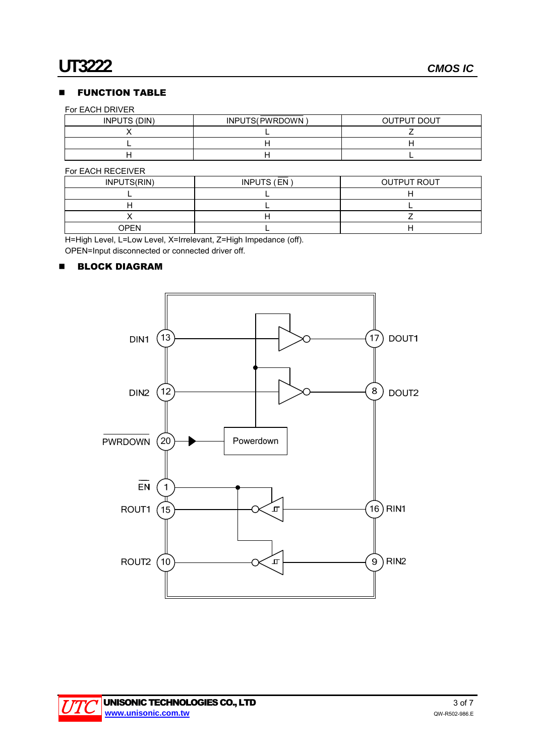## FUNCTION TABLE

For EACH DRIVER

| INPUTS (DIN) | INPUTS( $\overline{\text{PWRDOWN}}$ ) | OUTPUT DOUT |
|---|---|---|
| X | L | Z |
| L | H | H |
| H | H | L |

For EACH RECEIVER

| INPUTS(RIN) | INPUTS ( $\overline{\text{EN}}$ ) | OUTPUT ROUT |
|---|---|---|
| L | L | H |
| H | L | L |
| X | H | Z |
| OPEN | L | H |

H=High Level, L=Low Level, X=Irrelevant, Z=High Impedance (off).
OPEN=Input disconnected or connected driver off.

## BLOCK DIAGRAM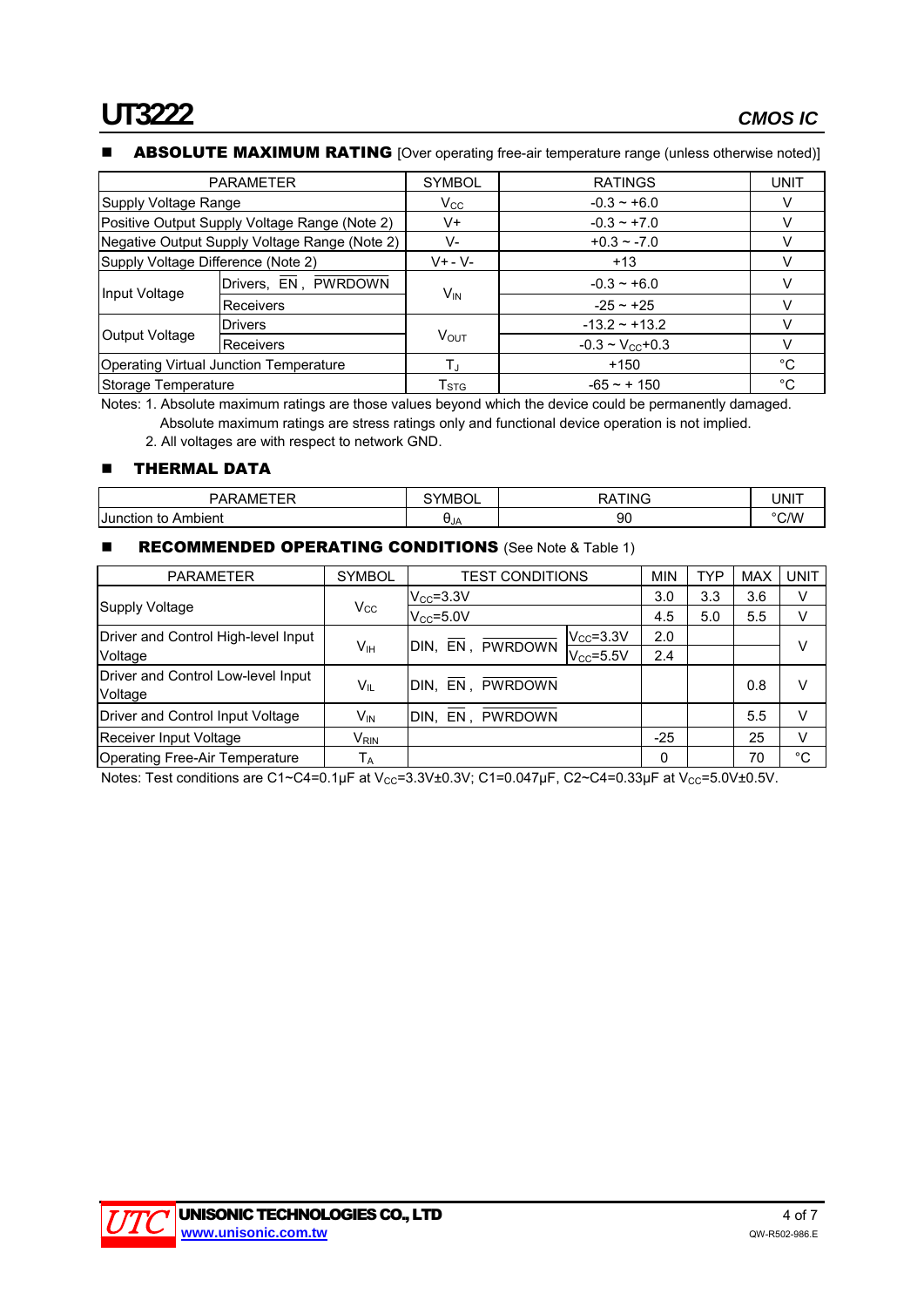## ABSOLUTE MAXIMUM RATING [Over operating free-air temperature range (unless otherwise noted)]

| PARAMETER | | SYMBOL | RATINGS | UNIT |
|---|---|---|---|---|
| Supply Voltage Range | | $V_{CC}$ | -0.3 ~ +6.0 | V |
| Positive Output Supply Voltage Range (Note 2) | | V+ | -0.3 ~ +7.0 | V |
| Negative Output Supply Voltage Range (Note 2) | | V- | +0.3 ~ -7.0 | V |
| Supply Voltage Difference (Note 2) | | V+ - V- | +13 | V |
| Input Voltage | Drivers, $\overline{EN}$, $\overline{PWRDOWN}$ | $V_{IN}$ | -0.3 ~ +6.0 | V |
| | Receivers | | -25 ~ +25 | V |
| Output Voltage | Drivers | $V_{OUT}$ | -13.2 ~ +13.2 | V |
| | Receivers | | -0.3 ~ $V_{CC}$+0.3 | V |
| Operating Virtual Junction Temperature | | $T_J$ | +150 | °C |
| Storage Temperature | | $T_{STG}$ | -65 ~ + 150 | °C |

Notes: 1. Absolute maximum ratings are those values beyond which the device could be permanently damaged. Absolute maximum ratings are stress ratings only and functional device operation is not implied.
2. All voltages are with respect to network GND.

## THERMAL DATA

| PARAMETER | SYMBOL | RATING | UNIT |
|---|---|---|---|
| Junction to Ambient | $\theta_{JA}$ | 90 | °C/W |

## RECOMMENDED OPERATING CONDITIONS (See Note & Table 1)

| PARAMETER | SYMBOL | TEST CONDITIONS | | MIN | TYP | MAX | UNIT |
|---|---|---|---|---|---|---|---|
| Supply Voltage | $V_{CC}$ | $V_{CC}$=3.3V | | 3.0 | 3.3 | 3.6 | V |
| | | $V_{CC}$=5.0V | | 4.5 | 5.0 | 5.5 | V |
| Driver and Control High-level Input Voltage | $V_{IH}$ | DIN, $\overline{EN}$, $\overline{PWRDOWN}$ | $V_{CC}$=3.3V | 2.0 | | | V |
| | | | $V_{CC}$=5.5V | 2.4 | | | |
| Driver and Control Low-level Input Voltage | $V_{IL}$ | DIN, $\overline{EN}$, $\overline{PWRDOWN}$ | | | | 0.8 | V |
| Driver and Control Input Voltage | $V_{IN}$ | DIN, $\overline{EN}$, $\overline{PWRDOWN}$ | | | | 5.5 | V |
| Receiver Input Voltage | $V_{RIN}$ | | | -25 | | 25 | V |
| Operating Free-Air Temperature | $T_A$ | | | 0 | | 70 | °C |

Notes: Test conditions are C1~C4=0.1μF at $V_{CC}$=3.3V±0.3V; C1=0.047μF, C2~C4=0.33μF at $V_{CC}$=5.0V±0.5V.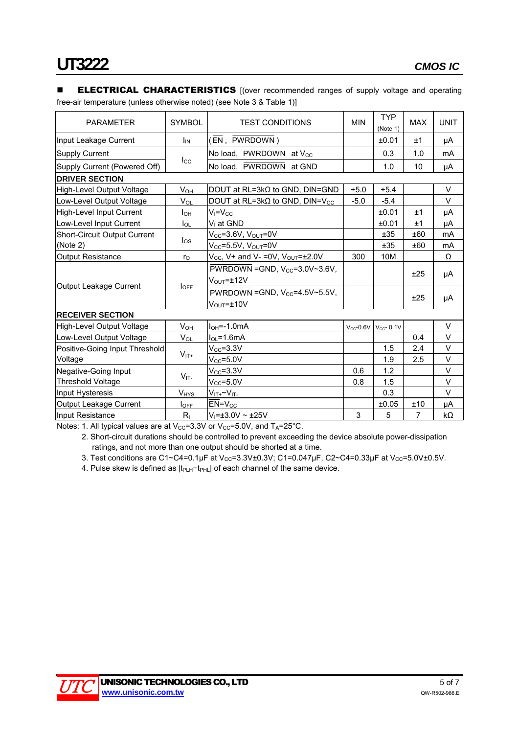## ■ ELECTRICAL CHARACTERISTICS

[(over recommended ranges of supply voltage and operating free-air temperature (unless otherwise noted) (see Note 3 & Table 1)]

| PARAMETER | SYMBOL | TEST CONDITIONS | MIN | TYP (Note 1) | MAX | UNIT |
|---|---|---|---|---|---|---|
| Input Leakage Current | $I_{IN}$ | ($\overline{EN}$, $\overline{PWRDOWN}$) | | ±0.01 | ±1 | μA |
| Supply Current | $I_{CC}$ | No load, $\overline{PWRDOWN}$ at $V_{CC}$ | | 0.3 | 1.0 | mA |
| Supply Current (Powered Off) | | No load, $\overline{PWRDOWN}$ at GND | | 1.0 | 10 | μA |
| **DRIVER SECTION** | | | | | | |
| High-Level Output Voltage | $V_{OH}$ | DOUT at RL=3kΩ to GND, DIN=GND | +5.0 | +5.4 | | V |
| Low-Level Output Voltage | $V_{OL}$ | DOUT at RL=3kΩ to GND, DIN=$V_{CC}$ | -5.0 | -5.4 | | V |
| High-Level Input Current | $I_{OH}$ | $V_I$=$V_{CC}$ | | ±0.01 | ±1 | μA |
| Low-Level Input Current | $I_{OL}$ | $V_I$ at GND | | ±0.01 | ±1 | μA |
| Short-Circuit Output Current (Note 2) | $I_{OS}$ | $V_{CC}$=3.6V, $V_{OUT}$=0V | | ±35 | ±60 | mA |
| | | $V_{CC}$=5.5V, $V_{OUT}$=0V | | ±35 | ±60 | mA |
| Output Resistance | $r_O$ | $V_{CC}$, V+ and V- =0V, $V_{OUT}$=±2.0V | 300 | 10M | | Ω |
| Output Leakage Current | $I_{OFF}$ | $\overline{PWRDOWN}$=GND, $V_{CC}$=3.0V~3.6V, $V_{OUT}$=±12V | | | ±25 | μA |
| | | $\overline{PWRDOWN}$=GND, $V_{CC}$=4.5V~5.5V, $V_{OUT}$=±10V | | | ±25 | μA |
| **RECEIVER SECTION** | | | | | | |
| High-Level Output Voltage | $V_{OH}$ | $I_{OH}$=-1.0mA | $V_{CC}$-0.6V | $V_{CC}$- 0.1V | | V |
| Low-Level Output Voltage | $V_{OL}$ | $I_{OL}$=1.6mA | | | 0.4 | V |
| Positive-Going Input Threshold Voltage | $V_{IT+}$ | $V_{CC}$=3.3V | | 1.5 | 2.4 | V |
| | | $V_{CC}$=5.0V | | 1.9 | 2.5 | V |
| Negative-Going Input Threshold Voltage | $V_{IT-}$ | $V_{CC}$=3.3V | 0.6 | 1.2 | | V |
| | | $V_{CC}$=5.0V | 0.8 | 1.5 | | V |
| Input Hysteresis | $V_{HYS}$ | $V_{IT+}$~$V_{IT-}$ | | 0.3 | | V |
| Output Leakage Current | $I_{OFF}$ | $\overline{EN}$=$V_{CC}$ | | ±0.05 | ±10 | μA |
| Input Resistance | $R_I$ | $V_I$=±3.0V ~ ±25V | 3 | 5 | 7 | kΩ |

Notes: 1. All typical values are at $V_{CC}$=3.3V or $V_{CC}$=5.0V, and $T_A$=25°C.

2. Short-circuit durations should be controlled to prevent exceeding the device absolute power-dissipation ratings, and not more than one output should be shorted at a time.

3. Test conditions are C1~C4=0.1μF at $V_{CC}$=3.3V±0.3V; C1=0.047μF, C2~C4=0.33μF at $V_{CC}$=5.0V±0.5V.

4. Pulse skew is defined as $|t_{PLH}-t_{PHL}|$ of each channel of the same device.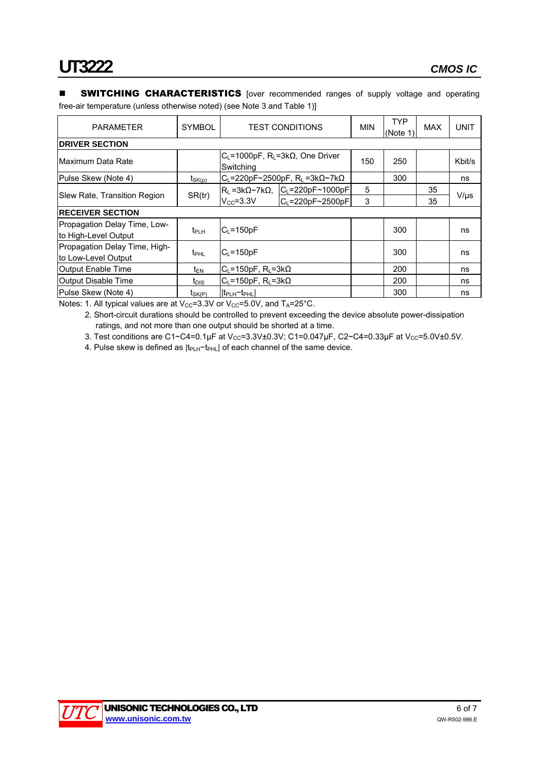## SWITCHING CHARACTERISTICS

[over recommended ranges of supply voltage and operating free-air temperature (unless otherwise noted) (see Note 3 and Table 1)]

| PARAMETER | SYMBOL | TEST CONDITIONS | | MIN | TYP (Note 1) | MAX | UNIT |
|---|---|---|---|---|---|---|---|
| **DRIVER SECTION** | | | | | | | |
| Maximum Data Rate | | $C_L$=1000pF, $R_L$=3kΩ, One Driver Switching | | 150 | 250 | | Kbit/s |
| Pulse Skew (Note 4) | $t_{SK(p)}$ | $C_L$=220pF~2500pF, $R_L$ =3kΩ~7kΩ | | | 300 | | ns |
| Slew Rate, Transition Region | SR(tr) | $R_L$ =3kΩ~7kΩ, $V_{CC}$=3.3V | $C_L$=220pF~1000pF | 5 | | 35 | V/μs |
| | | | $C_L$=220pF~2500pF | 3 | | 35 | |
| **RECEIVER SECTION** | | | | | | | |
| Propagation Delay Time, Low-to High-Level Output | $t_{PLH}$ | $C_L$=150pF | | | 300 | | ns |
| Propagation Delay Time, High-to Low-Level Output | $t_{PHL}$ | $C_L$=150pF | | | 300 | | ns |
| Output Enable Time | $t_{EN}$ | $C_L$=150pF, $R_L$=3kΩ | | | 200 | | ns |
| Output Disable Time | $t_{DIS}$ | $C_L$=150pF, $R_L$=3kΩ | | | 200 | | ns |
| Pulse Skew (Note 4) | $t_{SK(P)}$ | $\|t_{PLH}-t_{PHL}\|$ | | | 300 | | ns |

Notes: 1. All typical values are at $V_{CC}$=3.3V or $V_{CC}$=5.0V, and $T_A$=25°C.

2. Short-circuit durations should be controlled to prevent exceeding the device absolute power-dissipation ratings, and not more than one output should be shorted at a time.

3. Test conditions are C1~C4=0.1μF at $V_{CC}$=3.3V±0.3V; C1=0.047μF, C2~C4=0.33μF at $V_{CC}$=5.0V±0.5V.

4. Pulse skew is defined as $|t_{PLH}-t_{PHL}|$ of each channel of the same device.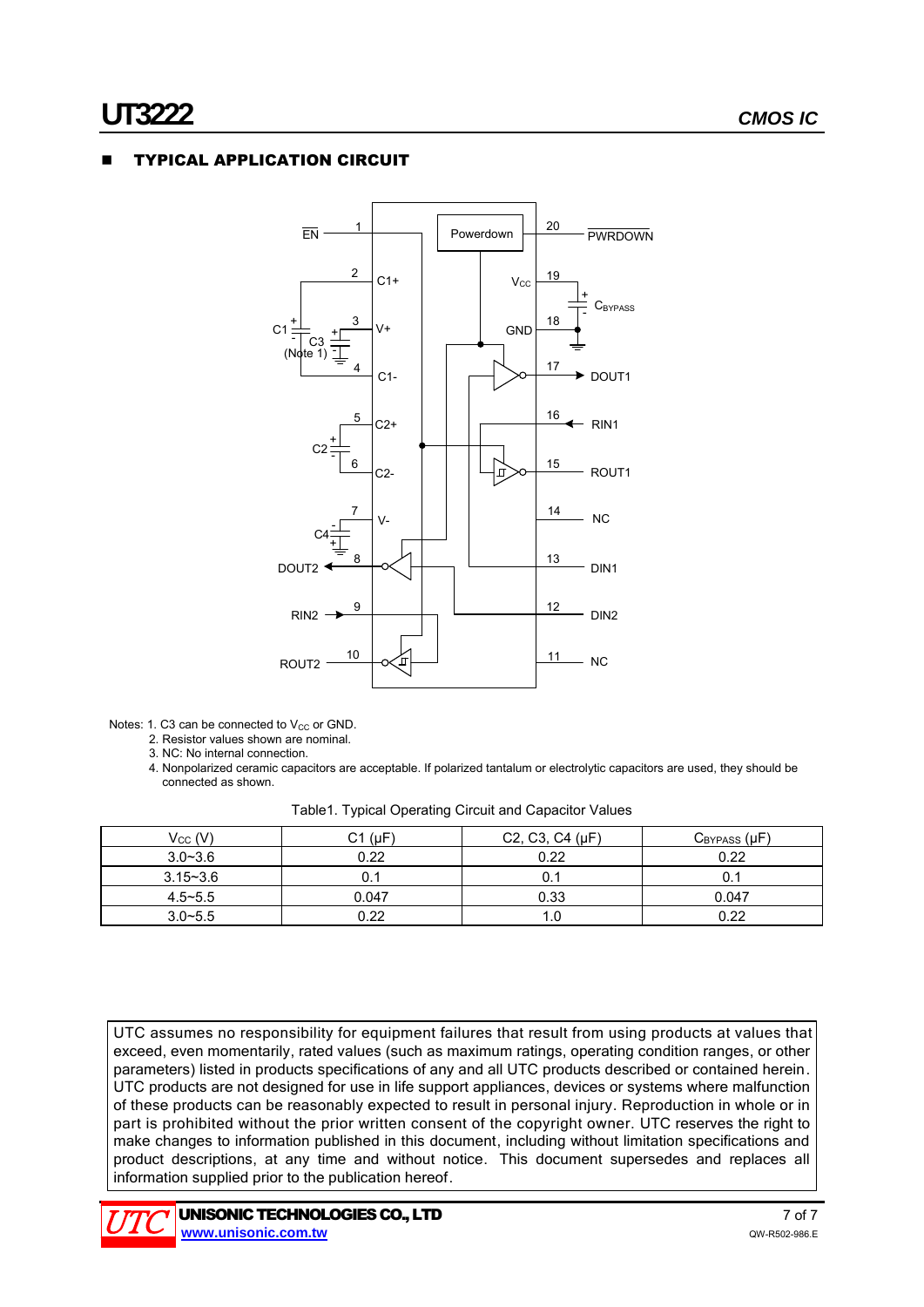## TYPICAL APPLICATION CIRCUIT

Notes: 1. C3 can be connected to $V_{CC}$ or GND.
2. Resistor values shown are nominal.
3. NC: No internal connection.
4. Nonpolarized ceramic capacitors are acceptable. If polarized tantalum or electrolytic capacitors are used, they should be connected as shown.

Table1. Typical Operating Circuit and Capacitor Values

| $V_{CC}$ (V) | C1 (μF) | C2, C3, C4 (μF) | $C_{BYPASS}$ (μF) |
|---|---|---|---|
| 3.0~3.6 | 0.22 | 0.22 | 0.22 |
| 3.15~3.6 | 0.1 | 0.1 | 0.1 |
| 4.5~5.5 | 0.047 | 0.33 | 0.047 |
| 3.0~5.5 | 0.22 | 1.0 | 0.22 |

UTC assumes no responsibility for equipment failures that result from using products at values that exceed, even momentarily, rated values (such as maximum ratings, operating condition ranges, or other parameters) listed in products specifications of any and all UTC products described or contained herein. UTC products are not designed for use in life support appliances, devices or systems where malfunction of these products can be reasonably expected to result in personal injury. Reproduction in whole or in part is prohibited without the prior written consent of the copyright owner. UTC reserves the right to make changes to information published in this document, including without limitation specifications and product descriptions, at any time and without notice. This document supersedes and replaces all information supplied prior to the publication hereof.